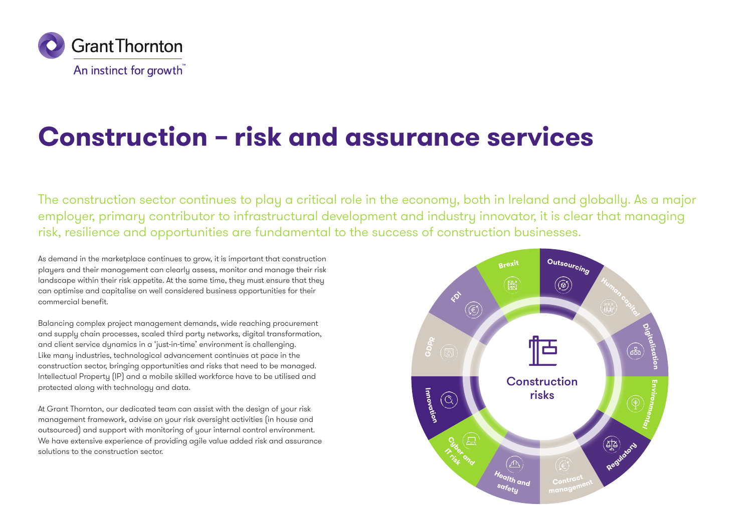Grant Thornton
An instinct for growth™

# Construction – risk and assurance services

The construction sector continues to play a critical role in the economy, both in Ireland and globally. As a major employer, primary contributor to infrastructural development and industry innovator, it is clear that managing risk, resilience and opportunities are fundamental to the success of construction businesses.

As demand in the marketplace continues to grow, it is important that construction players and their management can clearly assess, monitor and manage their risk landscape within their risk appetite. At the same time, they must ensure that they can optimise and capitalise on well considered business opportunities for their commercial benefit.

Balancing complex project management demands, wide reaching procurement and supply chain processes, scaled third party networks, digital transformation, and client service dynamics in a 'just-in-time' environment is challenging. Like many industries, technological advancement continues at pace in the construction sector, bringing opportunities and risks that need to be managed. Intellectual Property (IP) and a mobile skilled workforce have to be utilised and protected along with technology and data.

At Grant Thornton, our dedicated team can assist with the design of your risk management framework, advise on your risk oversight activities (in house and outsourced) and support with monitoring of your internal control environment. We have extensive experience of providing agile value added risk and assurance solutions to the construction sector.

Construction risks

- Brexit
- Outsourcing
- Human capital
- Digitalisation
- Environmental
- Regulatory
- Contract management
- Health and safety
- Cyber and IT risk
- Innovation
- GDPR
- FDI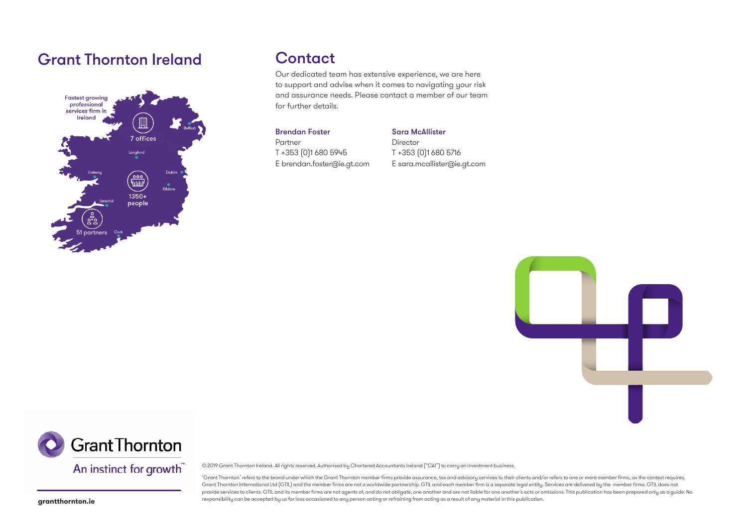## Grant Thornton Ireland

Fastest growing professional services firm in Ireland

7 offices

1350+ people

51 partners

Belfast

Longford

Galway

Dublin

Kildare

Limerick

Cork

## Contact

Our dedicated team has extensive experience, we are here to support and advise when it comes to navigating your risk and assurance needs. Please contact a member of our team for further details.

**Brendan Foster**
Partner
T +353 (0)1 680 5945
E brendan.foster@ie.gt.com

**Sara McAllister**
Director
T +353 (0)1 680 5716
E sara.mcallister@ie.gt.com

Grant Thornton
An instinct for growth™

**grantthornton.ie**

© 2019 Grant Thornton Ireland. All rights reserved. Authorised by Chartered Accountants Ireland ("CAI") to carry on investment business.

'Grant Thornton' refers to the brand under which the Grant Thornton member firms provide assurance, tax and advisory services to their clients and/or refers to one or more member firms, as the context requires. Grant Thornton International Ltd (GTIL) and the member firms are not a worldwide partnership. GTIL and each member firm is a separate legal entity. Services are delivered by the member firms. GTIL does not provide services to clients. GTIL and its member firms are not agents of, and do not obligate, one another and are not liable for one another's acts or omissions. This publication has been prepared only as a guide. No responsibility can be accepted by us for loss occasioned to any person acting or refraining from acting as a result of any material in this publication.